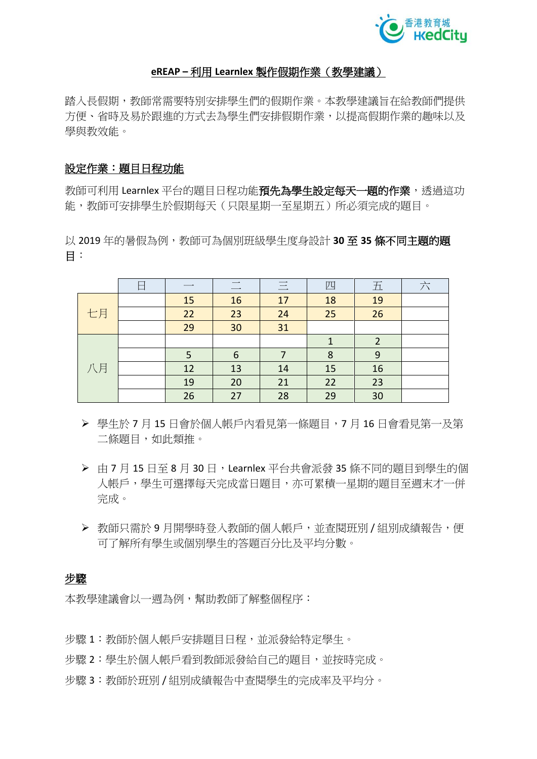# eREAP – 利用 Learnlex 製作假期作業（教學建議）

踏入長假期，教師常需要特別安排學生們的假期作業。本教學建議旨在給教師們提供方便、省時及易於跟進的方式去為學生們安排假期作業，以提高假期作業的趣味以及學與教效能。

## 設定作業：題目日程功能

教師可利用 Learnlex 平台的題目日程功能**預先為學生設定每天一題的作業**，透過這功能，教師可安排學生於假期每天（只限星期一至星期五）所必須完成的題目。

以 2019 年的暑假為例，教師可為個別班級學生度身設計 **30 至 35 條不同主題的題目**：

| | 日 | 一 | 二 | 三 | 四 | 五 | 六 |
|---|---|---|---|---|---|---|---|
| 七月 | | 15 | 16 | 17 | 18 | 19 | |
| | | 22 | 23 | 24 | 25 | 26 | |
| | | 29 | 30 | 31 | | | |
| 八月 | | | | | 1 | 2 | |
| | | 5 | 6 | 7 | 8 | 9 | |
| | | 12 | 13 | 14 | 15 | 16 | |
| | | 19 | 20 | 21 | 22 | 23 | |
| | | 26 | 27 | 28 | 29 | 30 | |

- 學生於 7 月 15 日會於個人帳戶內看見第一條題目，7 月 16 日會看見第一及第二條題目，如此類推。
- 由 7 月 15 日至 8 月 30 日，Learnlex 平台共會派發 35 條不同的題目到學生的個人帳戶，學生可選擇每天完成當日題目，亦可累積一星期的題目至週末才一併完成。
- 教師只需於 9 月開學時登入教師的個人帳戶，並查閱班別 / 組別成績報告，便可了解所有學生或個別學生的答題百分比及平均分數。

## 步驟

本教學建議會以一週為例，幫助教師了解整個程序：

步驟 1：教師於個人帳戶安排題目日程，並派發給特定學生。

步驟 2：學生於個人帳戶看到教師派發給自己的題目，並按時完成。

步驟 3：教師於班別 / 組別成績報告中查閱學生的完成率及平均分。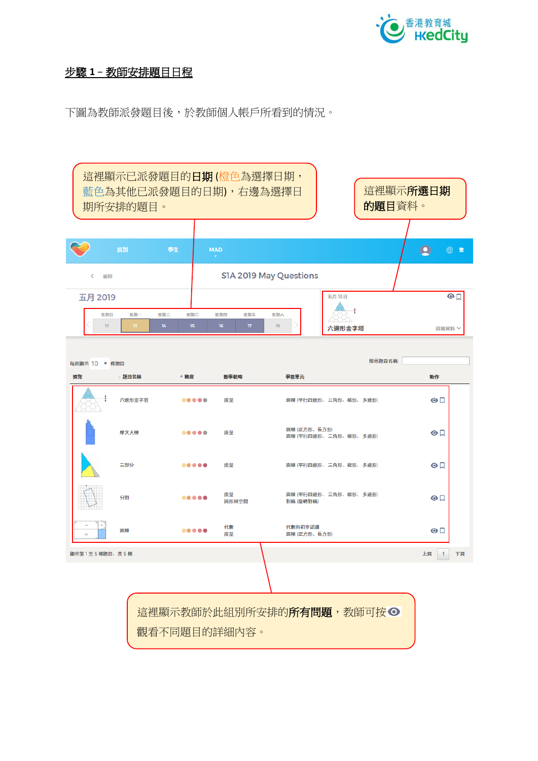## 步驟 1 – 教師安排題目日程

下圖為教師派發題目後，於教師個人帳戶所看到的情況。

這裡顯示已派發題目的**日期** (橙色為選擇日期，藍色為其他已派發題目的日期)，右邊為選擇日期所安排的題目。

這裡顯示**所選日期的題目**資料。

班別　學生　MAD

返回　S1A 2019 May Questions

五月 2019

| 星期日 | 星期一 | 星期二 | 星期三 | 星期四 | 星期五 | 星期六 |
|---|---|---|---|---|---|---|
| 12 | 13 | 14 | 15 | 16 | 17 | 18 |

五月 13日
六邊形金字塔　詳細資料

每頁顯示 10 條題目　　搜尋題目名稱

| 預覽 | 題目名稱 | 難度 | 數學範疇 | 學習單元 | 動作 |
|---|---|---|---|---|---|
| | 六邊形金字塔 | | 度量 | 面積 (平行四邊形、三角形、梯形、多邊形) | |
| | 摩天大樓 | | 度量 | 面積 (正方形、長方形)<br>面積 (平行四邊形、三角形、梯形、多邊形) | |
| | 三部分 | | 度量 | 面積 (平行四邊形、三角形、梯形、多邊形) | |
| | 分割 | | 度量<br>圖形與空間 | 面積 (平行四邊形、三角形、梯形、多邊形)<br>對稱 (旋轉對稱) | |
| | 面積 | | 代數<br>度量 | 代數的初步認識<br>面積 (正方形、長方形) | |

顯示第 1 至 5 條題目，共 5 條　　上頁 1 下頁

這裡顯示教師於此組別所安排的**所有問題**，教師可按 👁 觀看不同題目的詳細內容。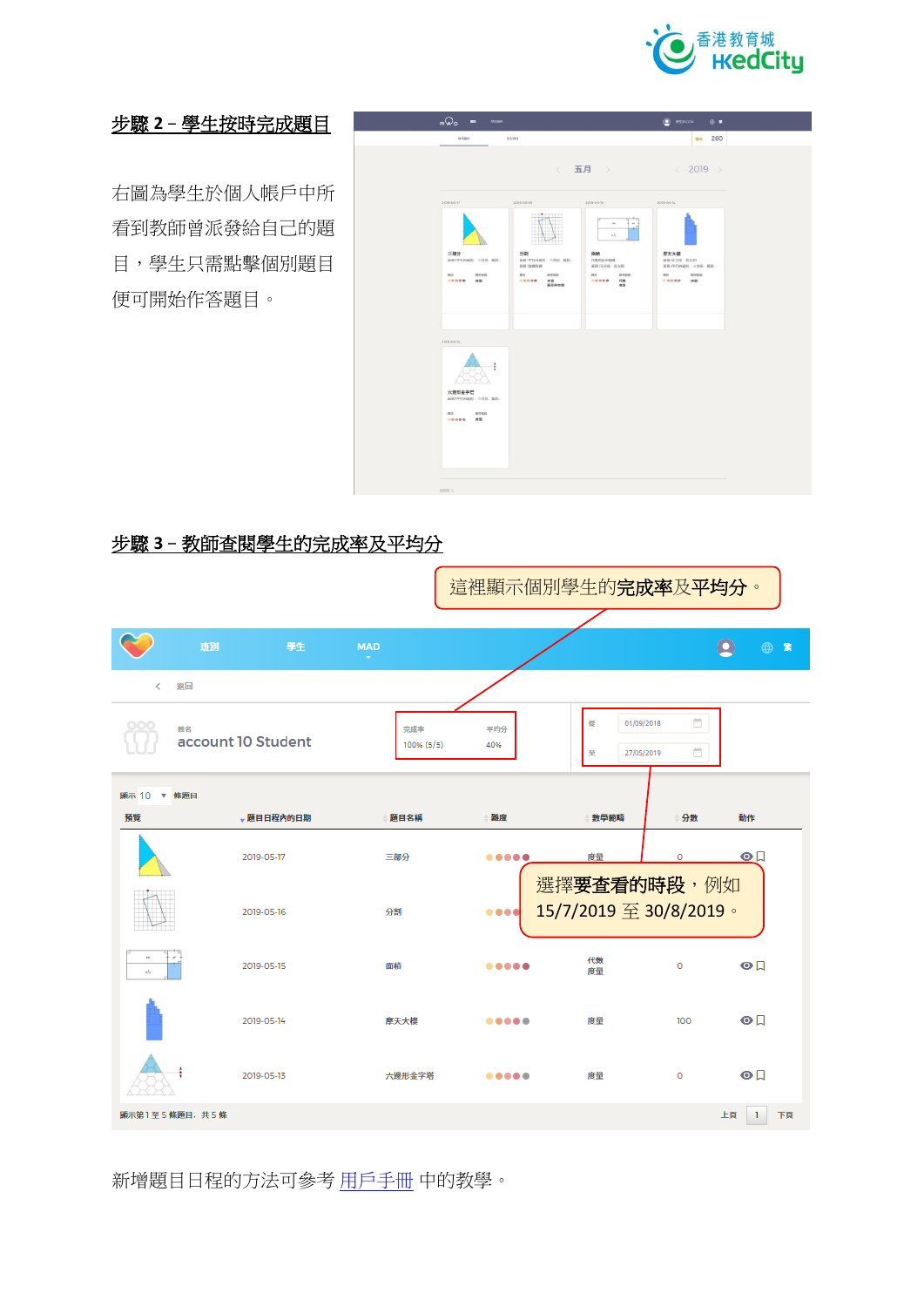## 步驟 2 – 學生按時完成題目

右圖為學生於個人帳戶中所看到教師曾派發給自己的題目，學生只需點擊個別題目便可開始作答題目。

## 步驟 3 – 教師查閱學生的完成率及平均分

這裡顯示個別學生的**完成率**及**平均分**。

選擇**要查看的時段**，例如 15/7/2019 至 30/8/2019。

新增題目日程的方法可參考 用戶手冊 中的教學。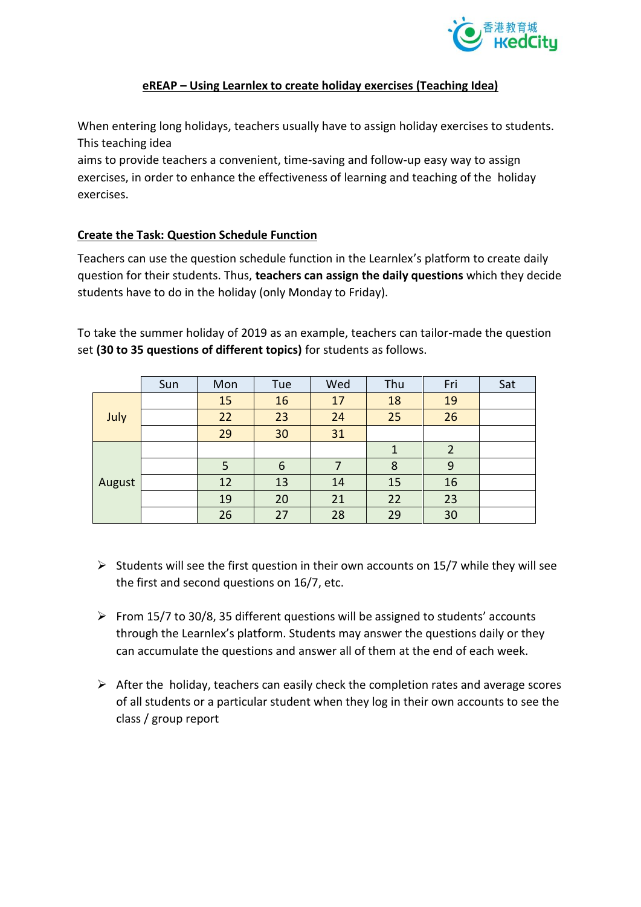## eREAP – Using Learnlex to create holiday exercises (Teaching Idea)

When entering long holidays, teachers usually have to assign holiday exercises to students. This teaching idea aims to provide teachers a convenient, time-saving and follow-up easy way to assign exercises, in order to enhance the effectiveness of learning and teaching of the holiday exercises.

### Create the Task: Question Schedule Function

Teachers can use the question schedule function in the Learnlex's platform to create daily question for their students. Thus, **teachers can assign the daily questions** which they decide students have to do in the holiday (only Monday to Friday).

To take the summer holiday of 2019 as an example, teachers can tailor-made the question set **(30 to 35 questions of different topics)** for students as follows.

| | Sun | Mon | Tue | Wed | Thu | Fri | Sat |
|---|---|---|---|---|---|---|---|
| July | | 15 | 16 | 17 | 18 | 19 | |
| | | 22 | 23 | 24 | 25 | 26 | |
| | | 29 | 30 | 31 | | | |
| August | | | | | 1 | 2 | |
| | | 5 | 6 | 7 | 8 | 9 | |
| | | 12 | 13 | 14 | 15 | 16 | |
| | | 19 | 20 | 21 | 22 | 23 | |
| | | 26 | 27 | 28 | 29 | 30 | |

- Students will see the first question in their own accounts on 15/7 while they will see the first and second questions on 16/7, etc.
- From 15/7 to 30/8, 35 different questions will be assigned to students' accounts through the Learnlex's platform. Students may answer the questions daily or they can accumulate the questions and answer all of them at the end of each week.
- After the holiday, teachers can easily check the completion rates and average scores of all students or a particular student when they log in their own accounts to see the class / group report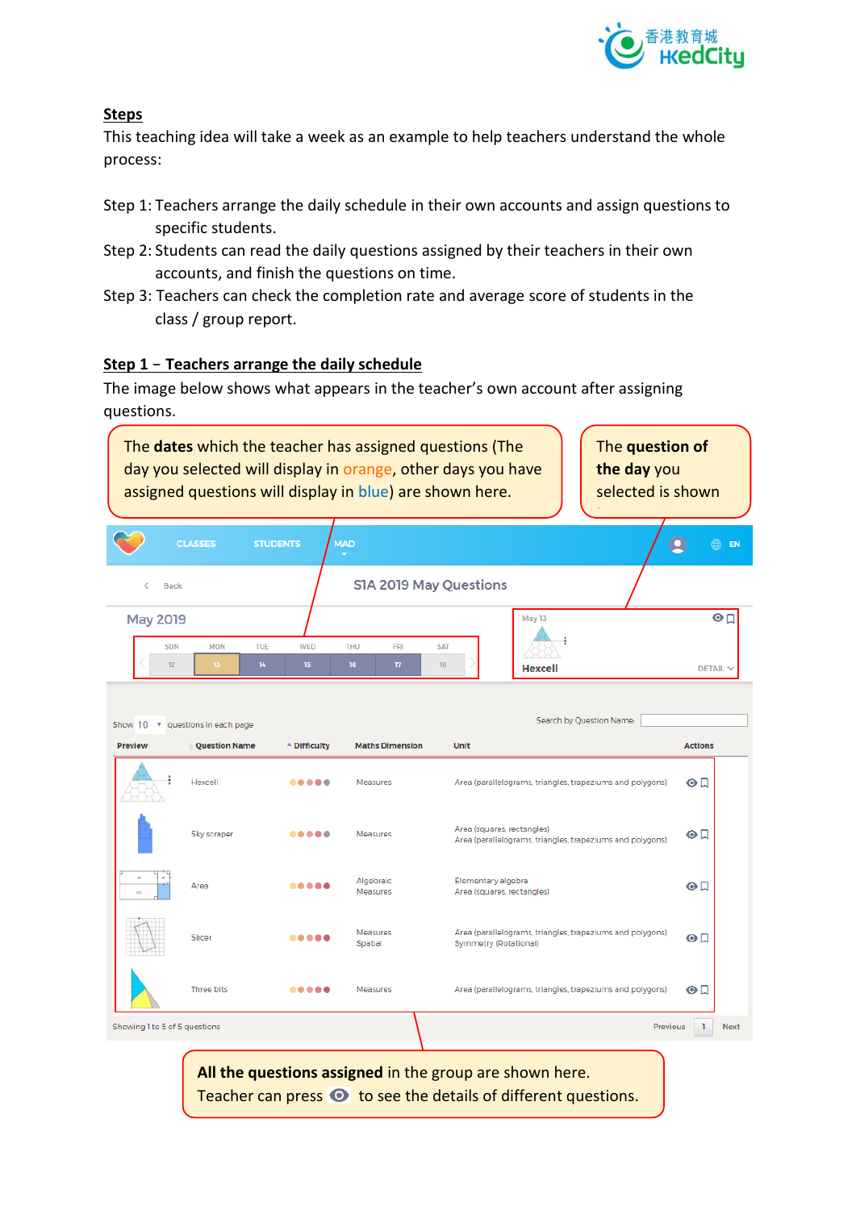**Steps**

This teaching idea will take a week as an example to help teachers understand the whole process:

Step 1: Teachers arrange the daily schedule in their own accounts and assign questions to specific students.

Step 2: Students can read the daily questions assigned by their teachers in their own accounts, and finish the questions on time.

Step 3: Teachers can check the completion rate and average score of students in the class / group report.

**Step 1 – Teachers arrange the daily schedule**

The image below shows what appears in the teacher's own account after assigning questions.

The **dates** which the teacher has assigned questions (The day you selected will display in orange, other days you have assigned questions will display in blue) are shown here.

The **question of the day** you selected is shown

CLASSES STUDENTS MAD EN

Back S1A 2019 May Questions

May 2019

| SUN | MON | TUE | WED | THU | FRI | SAT |
|---|---|---|---|---|---|---|
| 12 | 13 | 14 | 15 | 16 | 17 | 18 |

May 13

Hexcell DETAIL

Show 10 questions in each page

Search by Question Name:

| Preview | Question Name | Difficulty | Maths Dimension | Unit | Actions |
|---|---|---|---|---|---|
| | Hexcell | | Measures | Area (parallelograms, triangles, trapeziums and polygons) | |
| | Sky scraper | | Measures | Area (squares, rectangles)<br>Area (parallelograms, triangles, trapeziums and polygons) | |
| | Area | | Algebraic<br>Measures | Elementary algebra<br>Area (squares, rectangles) | |
| | Slicer | | Measures<br>Spatial | Area (parallelograms, triangles, trapeziums and polygons)<br>Symmetry (Rotational) | |
| | Three bits | | Measures | Area (parallelograms, triangles, trapeziums and polygons) | |

Showing 1 to 5 of 5 questions Previous 1 Next

**All the questions assigned** in the group are shown here.
Teacher can press 👁 to see the details of different questions.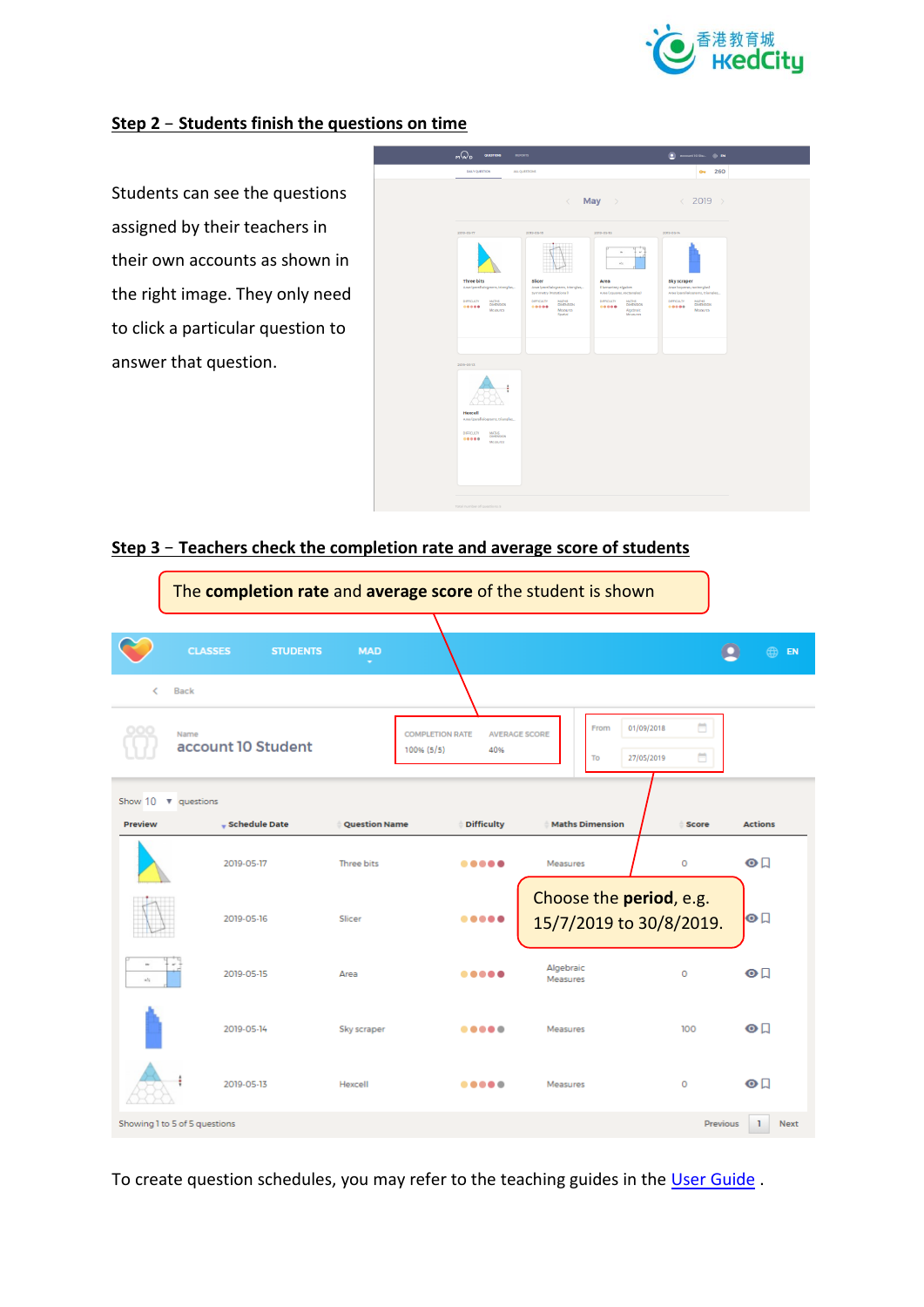## Step 2 – Students finish the questions on time

Students can see the questions assigned by their teachers in their own accounts as shown in the right image. They only need to click a particular question to answer that question.

## Step 3 – Teachers check the completion rate and average score of students

The **completion rate** and **average score** of the student is shown

Choose the **period**, e.g. 15/7/2019 to 30/8/2019.

To create question schedules, you may refer to the teaching guides in the User Guide .